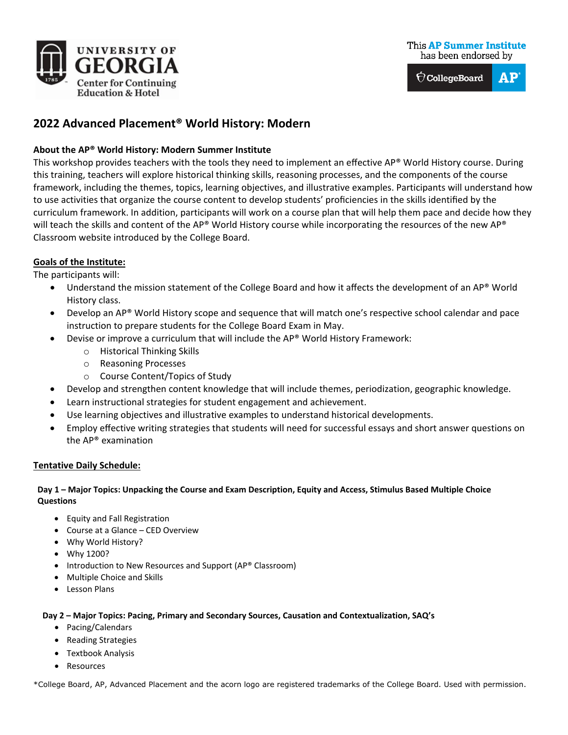UNIVERSITY OF GEORGIA
Center for Continuing Education & Hotel

This **AP Summer Institute** has been endorsed by CollegeBoard AP

# 2022 Advanced Placement® World History: Modern

**About the AP® World History: Modern Summer Institute**

This workshop provides teachers with the tools they need to implement an effective AP® World History course. During this training, teachers will explore historical thinking skills, reasoning processes, and the components of the course framework, including the themes, topics, learning objectives, and illustrative examples. Participants will understand how to use activities that organize the course content to develop students' proficiencies in the skills identified by the curriculum framework. In addition, participants will work on a course plan that will help them pace and decide how they will teach the skills and content of the AP® World History course while incorporating the resources of the new AP® Classroom website introduced by the College Board.

**Goals of the Institute:**

The participants will:

- Understand the mission statement of the College Board and how it affects the development of an AP® World History class.
- Develop an AP® World History scope and sequence that will match one's respective school calendar and pace instruction to prepare students for the College Board Exam in May.
- Devise or improve a curriculum that will include the AP® World History Framework:
  - Historical Thinking Skills
  - Reasoning Processes
  - Course Content/Topics of Study
- Develop and strengthen content knowledge that will include themes, periodization, geographic knowledge.
- Learn instructional strategies for student engagement and achievement.
- Use learning objectives and illustrative examples to understand historical developments.
- Employ effective writing strategies that students will need for successful essays and short answer questions on the AP® examination

**Tentative Daily Schedule:**

**Day 1 – Major Topics: Unpacking the Course and Exam Description, Equity and Access, Stimulus Based Multiple Choice Questions**

- Equity and Fall Registration
- Course at a Glance – CED Overview
- Why World History?
- Why 1200?
- Introduction to New Resources and Support (AP® Classroom)
- Multiple Choice and Skills
- Lesson Plans

**Day 2 – Major Topics: Pacing, Primary and Secondary Sources, Causation and Contextualization, SAQ's**

- Pacing/Calendars
- Reading Strategies
- Textbook Analysis
- Resources

*College Board, AP, Advanced Placement and the acorn logo are registered trademarks of the College Board. Used with permission.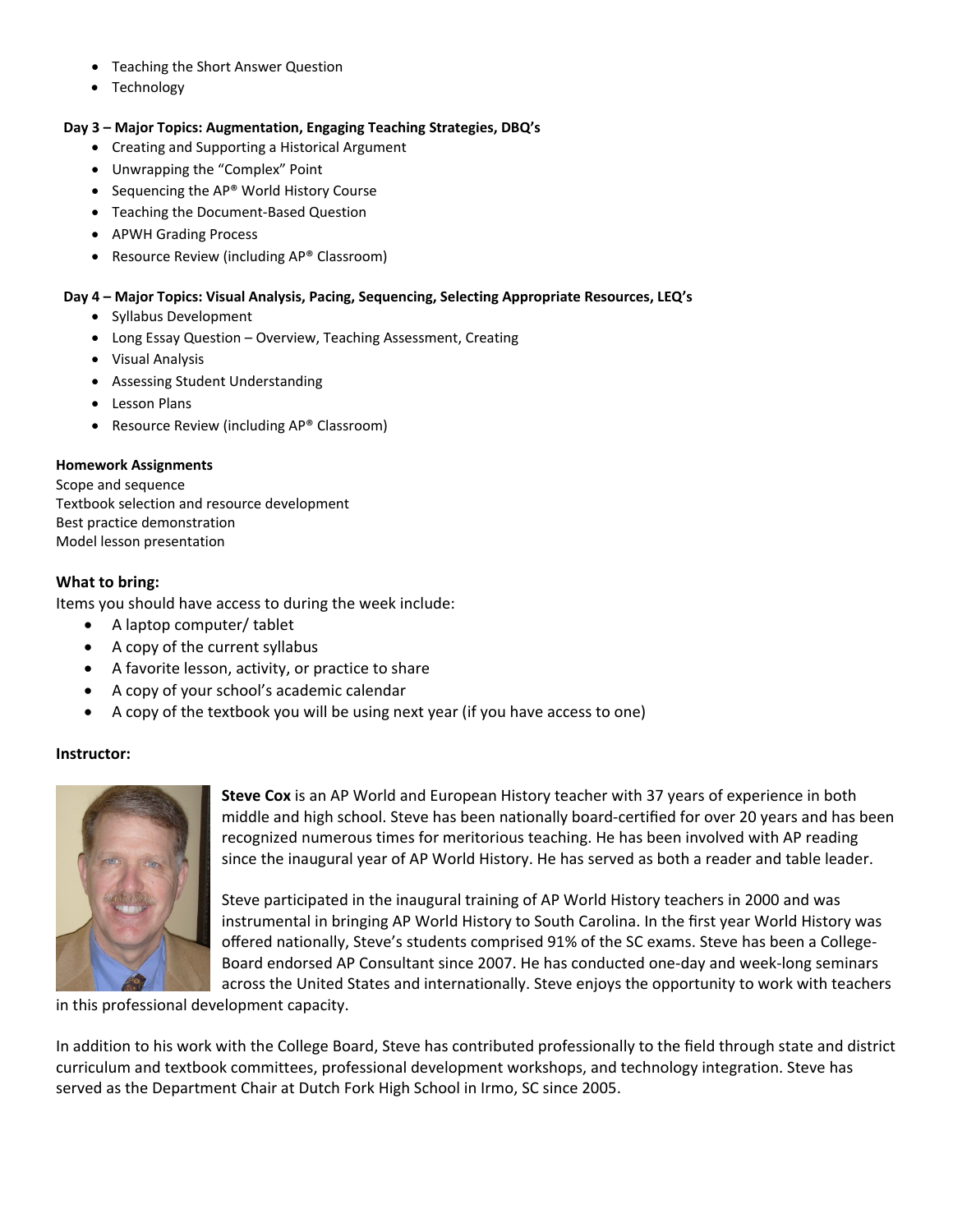- Teaching the Short Answer Question
- Technology

**Day 3 – Major Topics: Augmentation, Engaging Teaching Strategies, DBQ's**

- Creating and Supporting a Historical Argument
- Unwrapping the "Complex" Point
- Sequencing the AP® World History Course
- Teaching the Document-Based Question
- APWH Grading Process
- Resource Review (including AP® Classroom)

**Day 4 – Major Topics: Visual Analysis, Pacing, Sequencing, Selecting Appropriate Resources, LEQ's**

- Syllabus Development
- Long Essay Question – Overview, Teaching Assessment, Creating
- Visual Analysis
- Assessing Student Understanding
- Lesson Plans
- Resource Review (including AP® Classroom)

**Homework Assignments**

Scope and sequence
Textbook selection and resource development
Best practice demonstration
Model lesson presentation

### What to bring:

Items you should have access to during the week include:

- A laptop computer/ tablet
- A copy of the current syllabus
- A favorite lesson, activity, or practice to share
- A copy of your school's academic calendar
- A copy of the textbook you will be using next year (if you have access to one)

### Instructor:

**Steve Cox** is an AP World and European History teacher with 37 years of experience in both middle and high school. Steve has been nationally board-certified for over 20 years and has been recognized numerous times for meritorious teaching. He has been involved with AP reading since the inaugural year of AP World History. He has served as both a reader and table leader.

Steve participated in the inaugural training of AP World History teachers in 2000 and was instrumental in bringing AP World History to South Carolina. In the first year World History was offered nationally, Steve's students comprised 91% of the SC exams. Steve has been a College-Board endorsed AP Consultant since 2007. He has conducted one-day and week-long seminars across the United States and internationally. Steve enjoys the opportunity to work with teachers in this professional development capacity.

In addition to his work with the College Board, Steve has contributed professionally to the field through state and district curriculum and textbook committees, professional development workshops, and technology integration. Steve has served as the Department Chair at Dutch Fork High School in Irmo, SC since 2005.